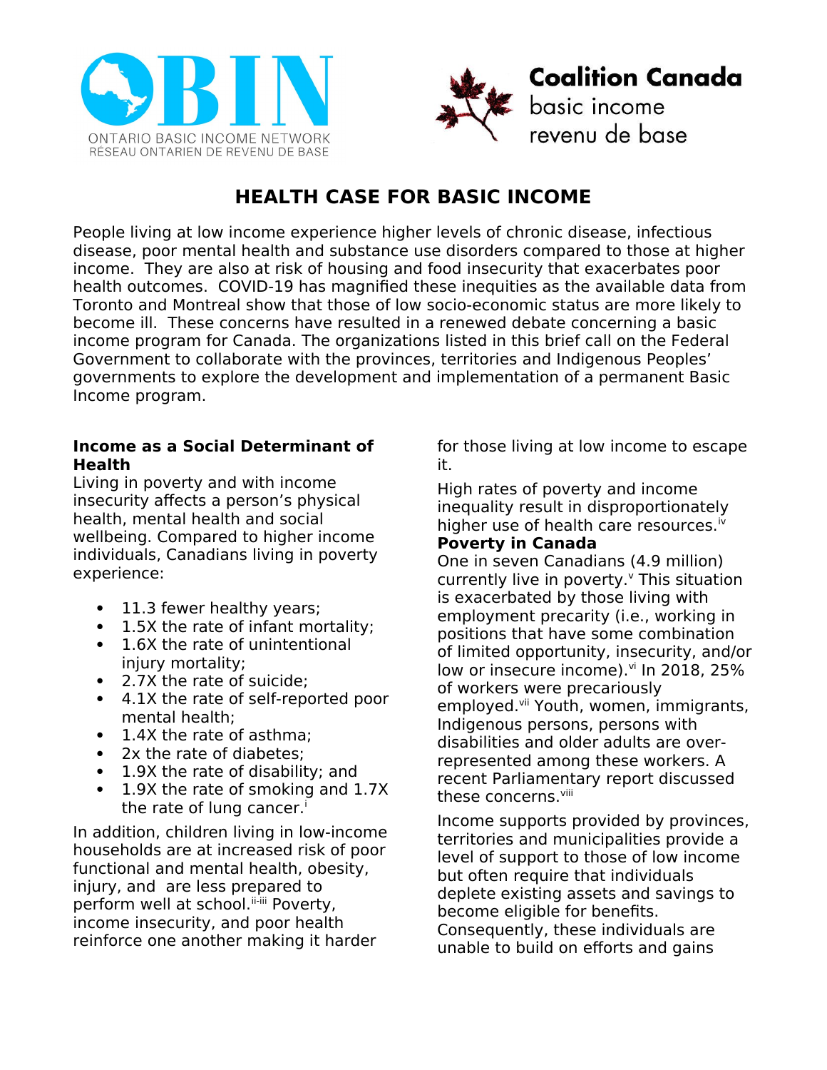ONTARIO BASIC INCOME NETWORK
RÉSEAU ONTARIEN DE REVENU DE BASE

Coalition Canada
basic income
revenu de base

# HEALTH CASE FOR BASIC INCOME

People living at low income experience higher levels of chronic disease, infectious disease, poor mental health and substance use disorders compared to those at higher income. They are also at risk of housing and food insecurity that exacerbates poor health outcomes. COVID-19 has magnified these inequities as the available data from Toronto and Montreal show that those of low socio-economic status are more likely to become ill. These concerns have resulted in a renewed debate concerning a basic income program for Canada. The organizations listed in this brief call on the Federal Government to collaborate with the provinces, territories and Indigenous Peoples' governments to explore the development and implementation of a permanent Basic Income program.

**Income as a Social Determinant of Health**

Living in poverty and with income insecurity affects a person's physical health, mental health and social wellbeing. Compared to higher income individuals, Canadians living in poverty experience:

- 11.3 fewer healthy years;
- 1.5X the rate of infant mortality;
- 1.6X the rate of unintentional injury mortality;
- 2.7X the rate of suicide;
- 4.1X the rate of self-reported poor mental health;
- 1.4X the rate of asthma;
- 2x the rate of diabetes;
- 1.9X the rate of disability; and
- 1.9X the rate of smoking and 1.7X the rate of lung cancer.[i]

In addition, children living in low-income households are at increased risk of poor functional and mental health, obesity, injury, and are less prepared to perform well at school.[ii-iii] Poverty, income insecurity, and poor health reinforce one another making it harder for those living at low income to escape it.

High rates of poverty and income inequality result in disproportionately higher use of health care resources.[iv]

**Poverty in Canada**

One in seven Canadians (4.9 million) currently live in poverty.[v] This situation is exacerbated by those living with employment precarity (i.e., working in positions that have some combination of limited opportunity, insecurity, and/or low or insecure income).[vi] In 2018, 25% of workers were precariously employed.[vii] Youth, women, immigrants, Indigenous persons, persons with disabilities and older adults are over-represented among these workers. A recent Parliamentary report discussed these concerns.[viii]

Income supports provided by provinces, territories and municipalities provide a level of support to those of low income but often require that individuals deplete existing assets and savings to become eligible for benefits. Consequently, these individuals are unable to build on efforts and gains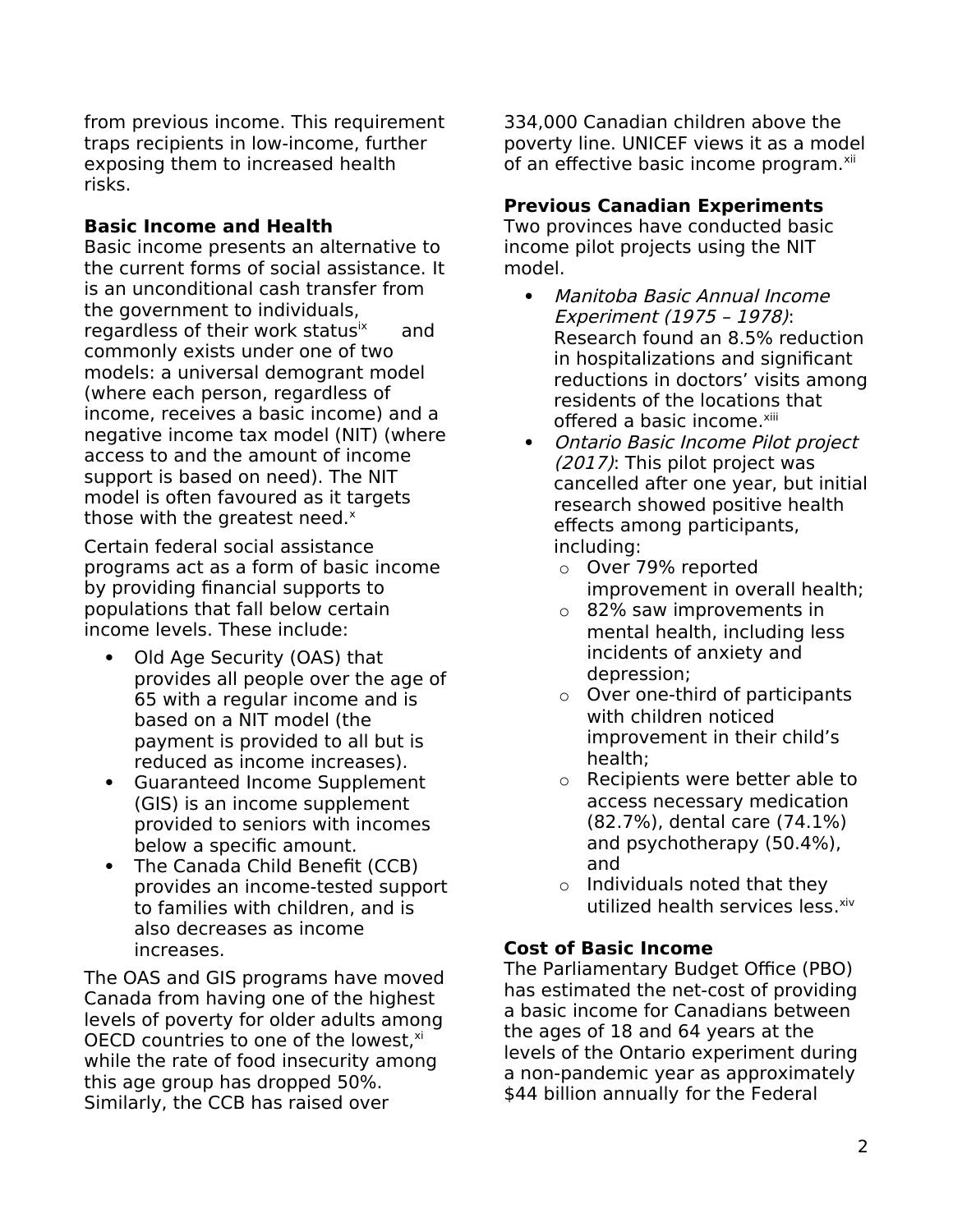from previous income. This requirement traps recipients in low-income, further exposing them to increased health risks.

**Basic Income and Health**

Basic income presents an alternative to the current forms of social assistance. It is an unconditional cash transfer from the government to individuals, regardless of their work status[ix] and commonly exists under one of two models: a universal demogrant model (where each person, regardless of income, receives a basic income) and a negative income tax model (NIT) (where access to and the amount of income support is based on need). The NIT model is often favoured as it targets those with the greatest need.[x]

Certain federal social assistance programs act as a form of basic income by providing financial supports to populations that fall below certain income levels. These include:

- Old Age Security (OAS) that provides all people over the age of 65 with a regular income and is based on a NIT model (the payment is provided to all but is reduced as income increases).
- Guaranteed Income Supplement (GIS) is an income supplement provided to seniors with incomes below a specific amount.
- The Canada Child Benefit (CCB) provides an income-tested support to families with children, and is also decreases as income increases.

The OAS and GIS programs have moved Canada from having one of the highest levels of poverty for older adults among OECD countries to one of the lowest,[xi] while the rate of food insecurity among this age group has dropped 50%. Similarly, the CCB has raised over 334,000 Canadian children above the poverty line. UNICEF views it as a model of an effective basic income program.[xii]

**Previous Canadian Experiments**

Two provinces have conducted basic income pilot projects using the NIT model.

- *Manitoba Basic Annual Income Experiment (1975 – 1978)*: Research found an 8.5% reduction in hospitalizations and significant reductions in doctors' visits among residents of the locations that offered a basic income.[xiii]
- *Ontario Basic Income Pilot project (2017)*: This pilot project was cancelled after one year, but initial research showed positive health effects among participants, including:
  - Over 79% reported improvement in overall health;
  - 82% saw improvements in mental health, including less incidents of anxiety and depression;
  - Over one-third of participants with children noticed improvement in their child's health;
  - Recipients were better able to access necessary medication (82.7%), dental care (74.1%) and psychotherapy (50.4%), and
  - Individuals noted that they utilized health services less.[xiv]

**Cost of Basic Income**

The Parliamentary Budget Office (PBO) has estimated the net-cost of providing a basic income for Canadians between the ages of 18 and 64 years at the levels of the Ontario experiment during a non-pandemic year as approximately $44 billion annually for the Federal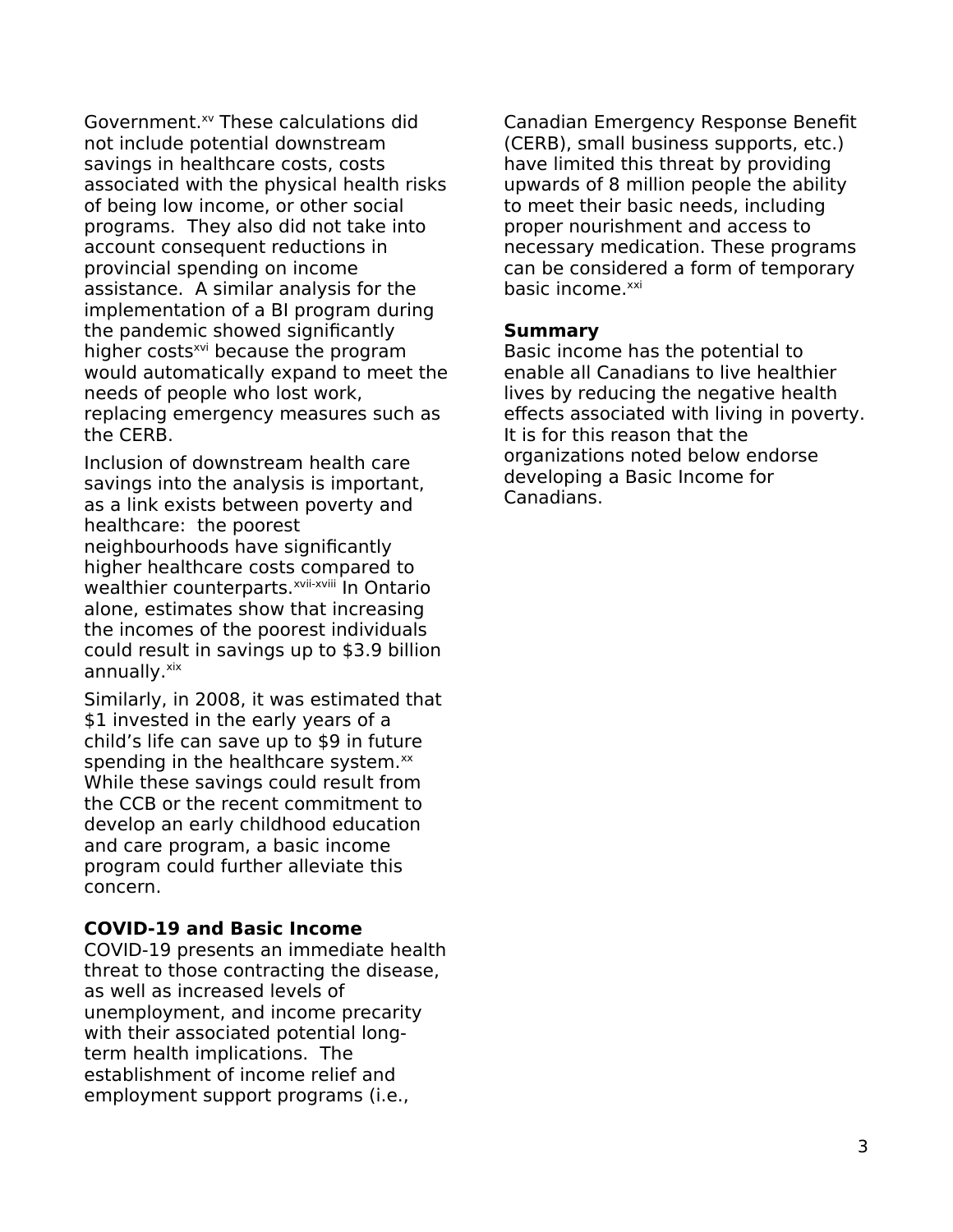Government.[xv] These calculations did not include potential downstream savings in healthcare costs, costs associated with the physical health risks of being low income, or other social programs. They also did not take into account consequent reductions in provincial spending on income assistance. A similar analysis for the implementation of a BI program during the pandemic showed significantly higher costs[xvi] because the program would automatically expand to meet the needs of people who lost work, replacing emergency measures such as the CERB.

Inclusion of downstream health care savings into the analysis is important, as a link exists between poverty and healthcare: the poorest neighbourhoods have significantly higher healthcare costs compared to wealthier counterparts.[xvii-xviii] In Ontario alone, estimates show that increasing the incomes of the poorest individuals could result in savings up to $3.9 billion annually.[xix]

Similarly, in 2008, it was estimated that $1 invested in the early years of a child's life can save up to $9 in future spending in the healthcare system.[xx] While these savings could result from the CCB or the recent commitment to develop an early childhood education and care program, a basic income program could further alleviate this concern.

**COVID-19 and Basic Income**

COVID-19 presents an immediate health threat to those contracting the disease, as well as increased levels of unemployment, and income precarity with their associated potential long-term health implications. The establishment of income relief and employment support programs (i.e., Canadian Emergency Response Benefit (CERB), small business supports, etc.) have limited this threat by providing upwards of 8 million people the ability to meet their basic needs, including proper nourishment and access to necessary medication. These programs can be considered a form of temporary basic income.[xxi]

**Summary**

Basic income has the potential to enable all Canadians to live healthier lives by reducing the negative health effects associated with living in poverty. It is for this reason that the organizations noted below endorse developing a Basic Income for Canadians.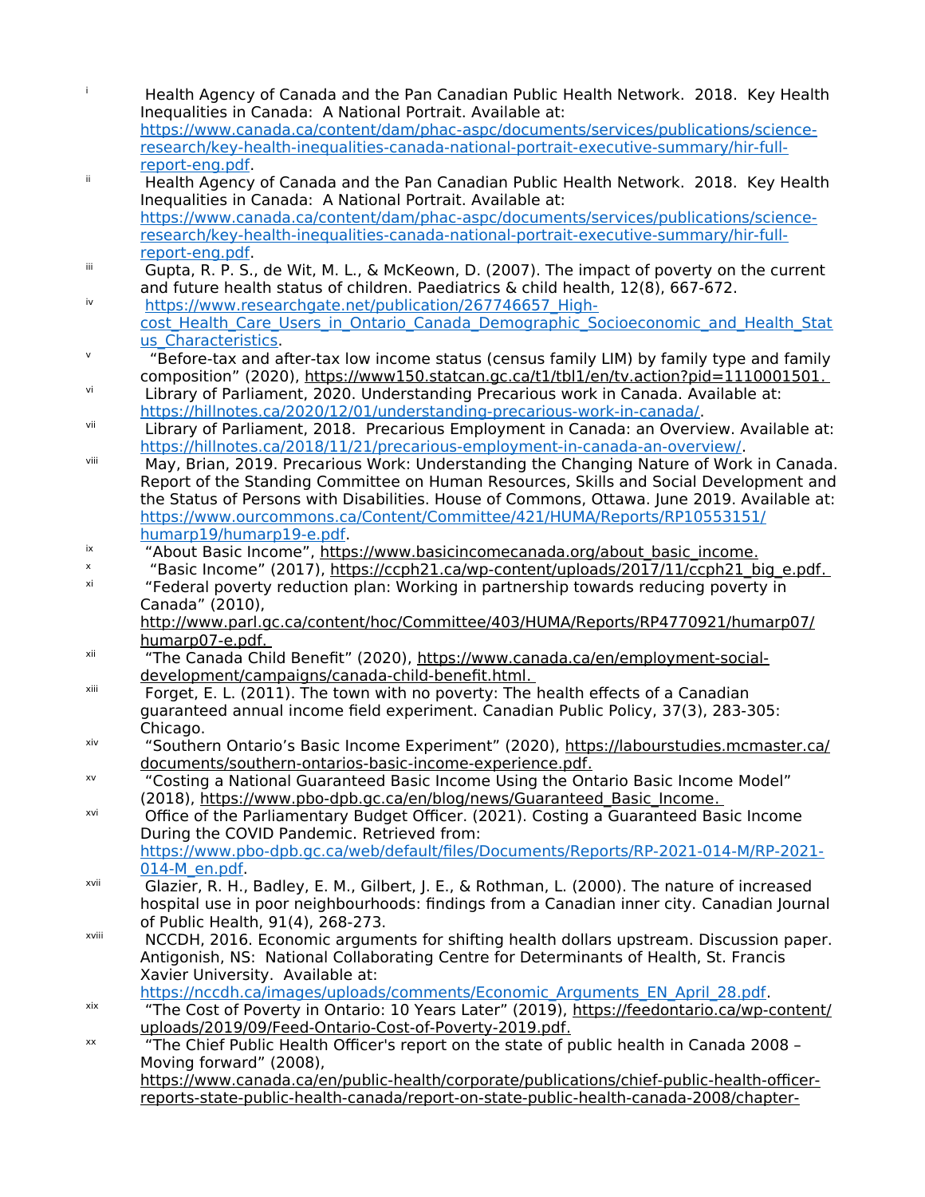[i] Health Agency of Canada and the Pan Canadian Public Health Network. 2018. Key Health Inequalities in Canada: A National Portrait. Available at: https://www.canada.ca/content/dam/phac-aspc/documents/services/publications/science-research/key-health-inequalities-canada-national-portrait-executive-summary/hir-full-report-eng.pdf.

[ii] Health Agency of Canada and the Pan Canadian Public Health Network. 2018. Key Health Inequalities in Canada: A National Portrait. Available at: https://www.canada.ca/content/dam/phac-aspc/documents/services/publications/science-research/key-health-inequalities-canada-national-portrait-executive-summary/hir-full-report-eng.pdf.

[iii] Gupta, R. P. S., de Wit, M. L., & McKeown, D. (2007). The impact of poverty on the current and future health status of children. Paediatrics & child health, 12(8), 667-672.

[iv] https://www.researchgate.net/publication/267746657_High-cost_Health_Care_Users_in_Ontario_Canada_Demographic_Socioeconomic_and_Health_Status_Characteristics.

[v] "Before-tax and after-tax low income status (census family LIM) by family type and family composition" (2020), https://www150.statcan.gc.ca/t1/tbl1/en/tv.action?pid=1110001501.

[vi] Library of Parliament, 2020. Understanding Precarious work in Canada. Available at: https://hillnotes.ca/2020/12/01/understanding-precarious-work-in-canada/.

[vii] Library of Parliament, 2018. Precarious Employment in Canada: an Overview. Available at: https://hillnotes.ca/2018/11/21/precarious-employment-in-canada-an-overview/.

[viii] May, Brian, 2019. Precarious Work: Understanding the Changing Nature of Work in Canada. Report of the Standing Committee on Human Resources, Skills and Social Development and the Status of Persons with Disabilities. House of Commons, Ottawa. June 2019. Available at: https://www.ourcommons.ca/Content/Committee/421/HUMA/Reports/RP10553151/humarp19/humarp19-e.pdf.

[ix] "About Basic Income", https://www.basicincomecanada.org/about_basic_income.

[x] "Basic Income" (2017), https://ccph21.ca/wp-content/uploads/2017/11/ccph21_big_e.pdf.

[xi] "Federal poverty reduction plan: Working in partnership towards reducing poverty in Canada" (2010), http://www.parl.gc.ca/content/hoc/Committee/403/HUMA/Reports/RP4770921/humarp07/humarp07-e.pdf.

[xii] "The Canada Child Benefit" (2020), https://www.canada.ca/en/employment-social-development/campaigns/canada-child-benefit.html.

[xiii] Forget, E. L. (2011). The town with no poverty: The health effects of a Canadian guaranteed annual income field experiment. Canadian Public Policy, 37(3), 283-305: Chicago.

[xiv] "Southern Ontario's Basic Income Experiment" (2020), https://labourstudies.mcmaster.ca/documents/southern-ontarios-basic-income-experience.pdf.

[xv] "Costing a National Guaranteed Basic Income Using the Ontario Basic Income Model" (2018), https://www.pbo-dpb.gc.ca/en/blog/news/Guaranteed_Basic_Income.

[xvi] Office of the Parliamentary Budget Officer. (2021). Costing a Guaranteed Basic Income During the COVID Pandemic. Retrieved from: https://www.pbo-dpb.gc.ca/web/default/files/Documents/Reports/RP-2021-014-M/RP-2021-014-M_en.pdf.

[xvii] Glazier, R. H., Badley, E. M., Gilbert, J. E., & Rothman, L. (2000). The nature of increased hospital use in poor neighbourhoods: findings from a Canadian inner city. Canadian Journal of Public Health, 91(4), 268-273.

[xviii] NCCDH, 2016. Economic arguments for shifting health dollars upstream. Discussion paper. Antigonish, NS: National Collaborating Centre for Determinants of Health, St. Francis Xavier University. Available at: https://nccdh.ca/images/uploads/comments/Economic_Arguments_EN_April_28.pdf.

[xix] "The Cost of Poverty in Ontario: 10 Years Later" (2019), https://feedontario.ca/wp-content/uploads/2019/09/Feed-Ontario-Cost-of-Poverty-2019.pdf.

[xx] "The Chief Public Health Officer's report on the state of public health in Canada 2008 – Moving forward" (2008), https://www.canada.ca/en/public-health/corporate/publications/chief-public-health-officer-reports-state-public-health-canada/report-on-state-public-health-canada-2008/chapter-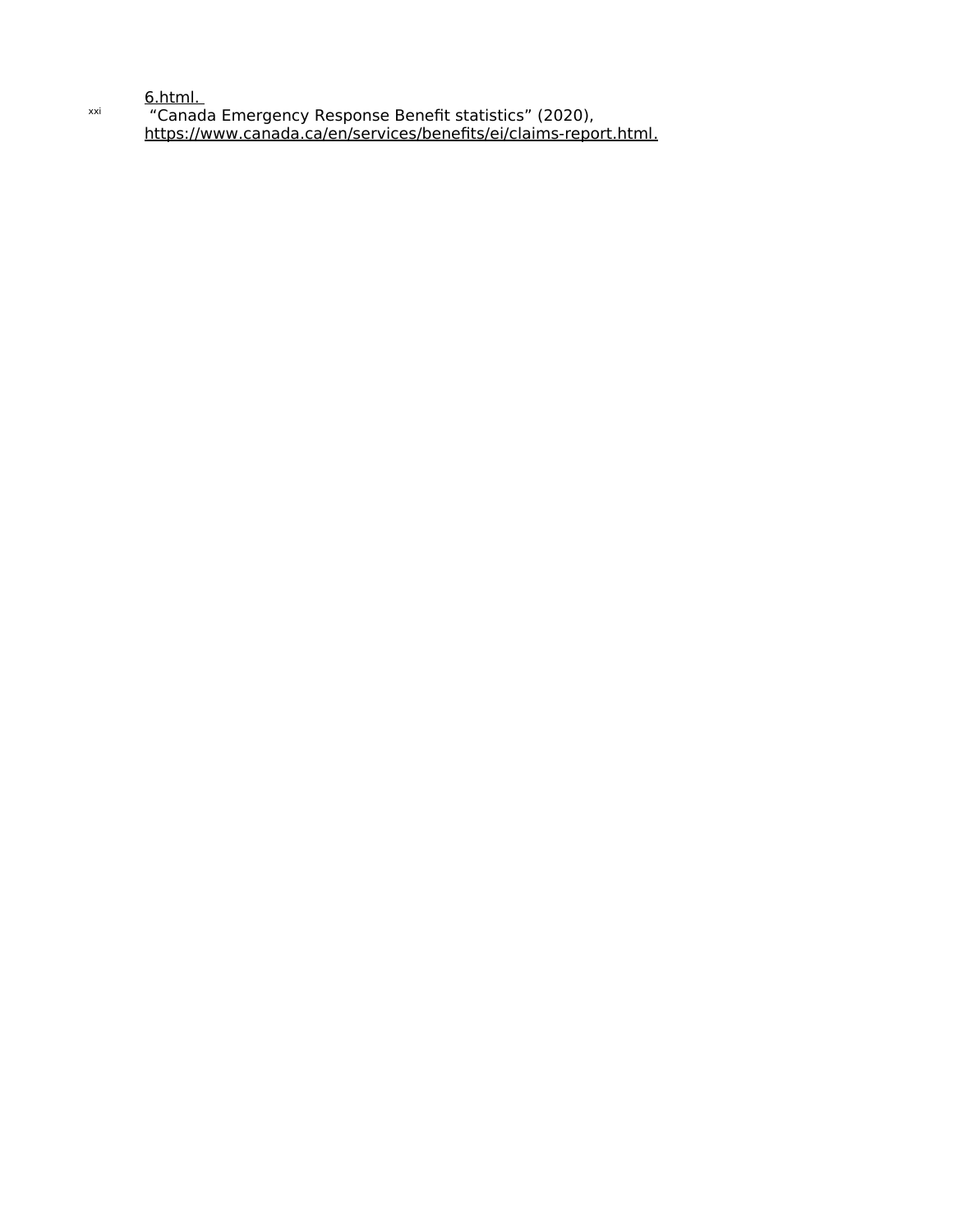6.html.

[xxi] "Canada Emergency Response Benefit statistics" (2020), https://www.canada.ca/en/services/benefits/ei/claims-report.html.